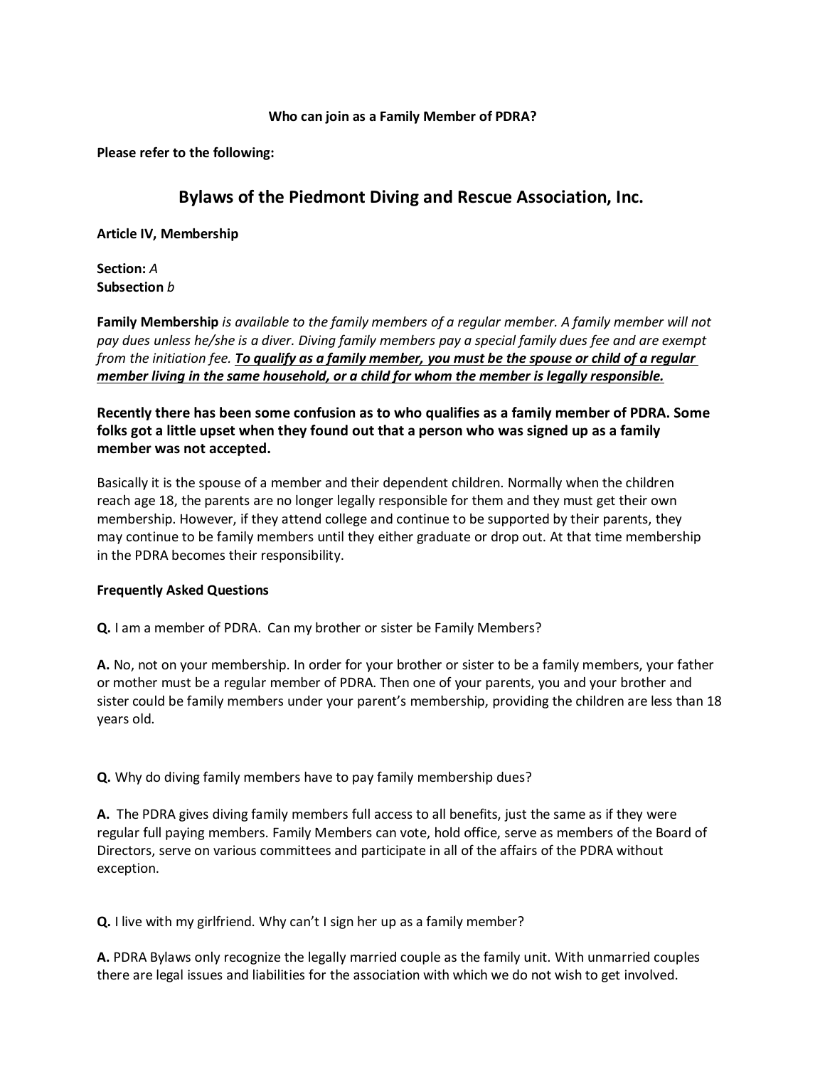**Who can join as a Family Member of PDRA?**

**Please refer to the following:**

# Bylaws of the Piedmont Diving and Rescue Association, Inc.

**Article IV, Membership**

**Section:** *A*
**Subsection** *b*

**Family Membership** *is available to the family members of a regular member. A family member will not pay dues unless he/she is a diver. Diving family members pay a special family dues fee and are exempt from the initiation fee.* ***<u>To qualify as a family member, you must be the spouse or child of a regular member living in the same household, or a child for whom the member is legally responsible.</u>***

**Recently there has been some confusion as to who qualifies as a family member of PDRA. Some folks got a little upset when they found out that a person who was signed up as a family member was not accepted.**

Basically it is the spouse of a member and their dependent children. Normally when the children reach age 18, the parents are no longer legally responsible for them and they must get their own membership. However, if they attend college and continue to be supported by their parents, they may continue to be family members until they either graduate or drop out. At that time membership in the PDRA becomes their responsibility.

**Frequently Asked Questions**

**Q.** I am a member of PDRA. Can my brother or sister be Family Members?

**A.** No, not on your membership. In order for your brother or sister to be a family members, your father or mother must be a regular member of PDRA. Then one of your parents, you and your brother and sister could be family members under your parent's membership, providing the children are less than 18 years old.

**Q.** Why do diving family members have to pay family membership dues?

**A.** The PDRA gives diving family members full access to all benefits, just the same as if they were regular full paying members. Family Members can vote, hold office, serve as members of the Board of Directors, serve on various committees and participate in all of the affairs of the PDRA without exception.

**Q.** I live with my girlfriend. Why can't I sign her up as a family member?

**A.** PDRA Bylaws only recognize the legally married couple as the family unit. With unmarried couples there are legal issues and liabilities for the association with which we do not wish to get involved.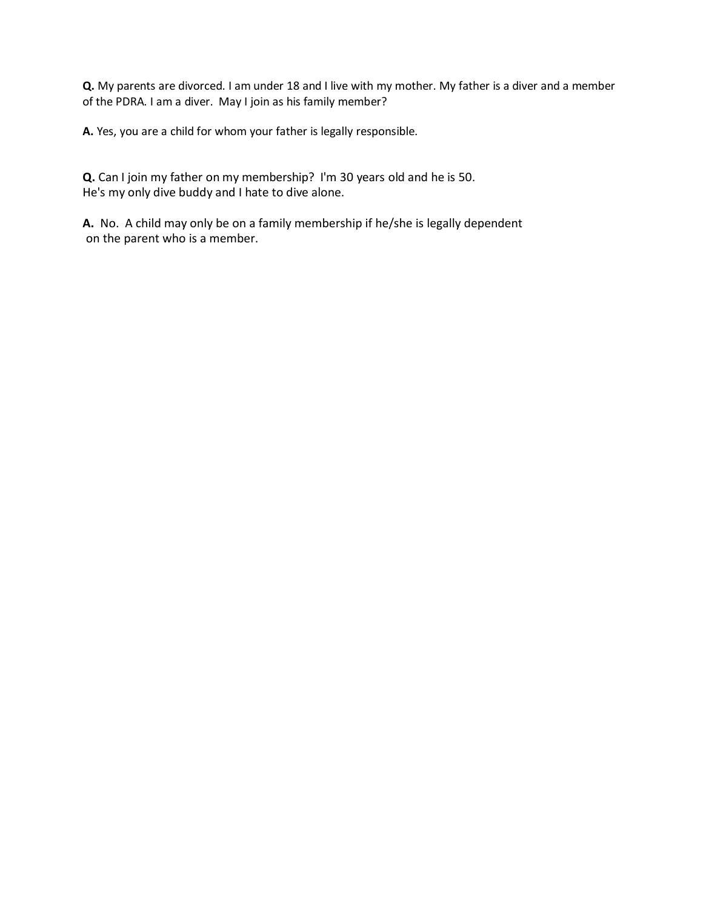**Q.** My parents are divorced. I am under 18 and I live with my mother. My father is a diver and a member of the PDRA. I am a diver. May I join as his family member?

**A.** Yes, you are a child for whom your father is legally responsible.

**Q.** Can I join my father on my membership? I'm 30 years old and he is 50. He's my only dive buddy and I hate to dive alone.

**A.** No. A child may only be on a family membership if he/she is legally dependent on the parent who is a member.